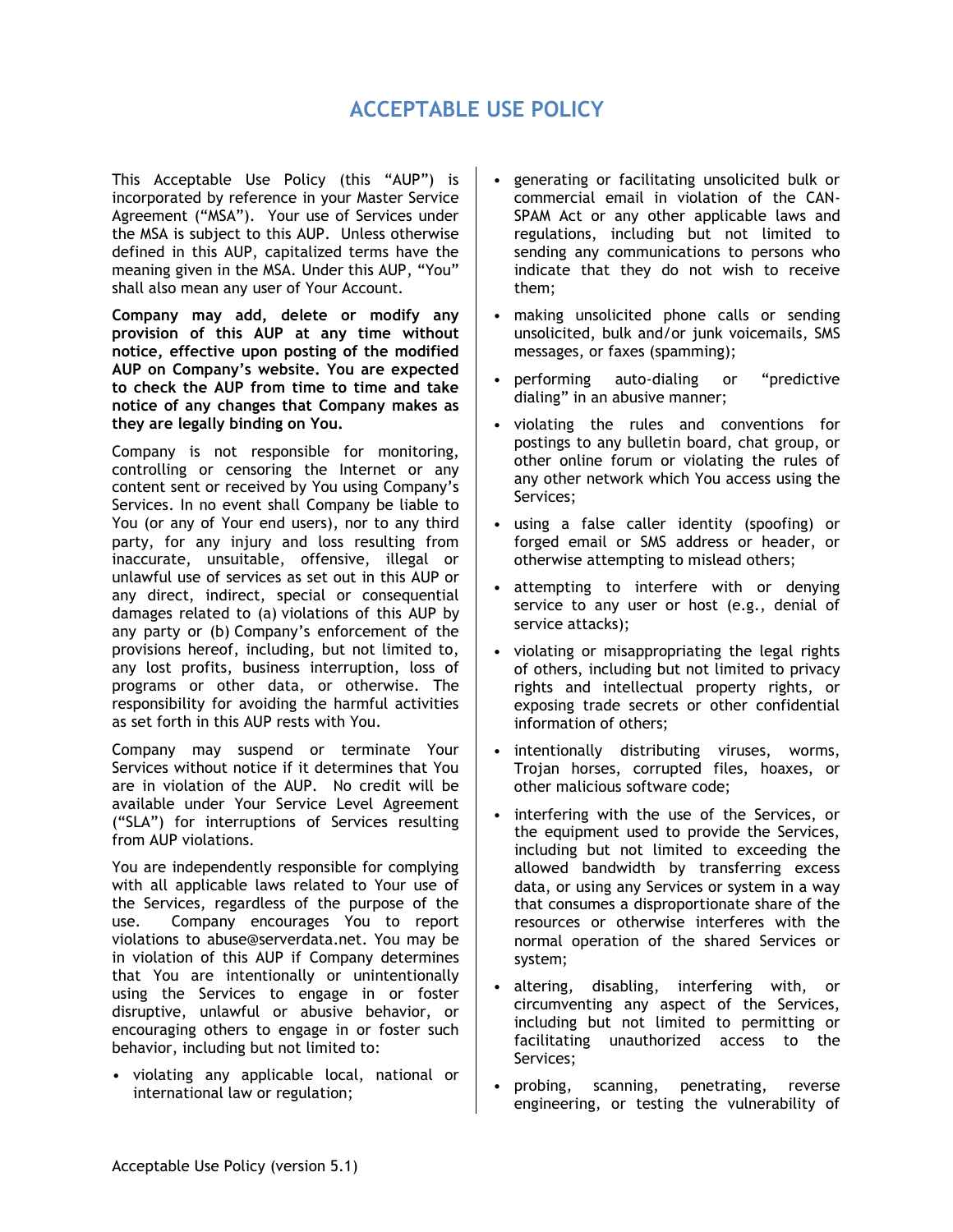# ACCEPTABLE USE POLICY

This Acceptable Use Policy (this "AUP") is incorporated by reference in your Master Service Agreement ("MSA"). Your use of Services under the MSA is subject to this AUP. Unless otherwise defined in this AUP, capitalized terms have the meaning given in the MSA. Under this AUP, "You" shall also mean any user of Your Account.

**Company may add, delete or modify any provision of this AUP at any time without notice, effective upon posting of the modified AUP on Company's website. You are expected to check the AUP from time to time and take notice of any changes that Company makes as they are legally binding on You.**

Company is not responsible for monitoring, controlling or censoring the Internet or any content sent or received by You using Company's Services. In no event shall Company be liable to You (or any of Your end users), nor to any third party, for any injury and loss resulting from inaccurate, unsuitable, offensive, illegal or unlawful use of services as set out in this AUP or any direct, indirect, special or consequential damages related to (a) violations of this AUP by any party or (b) Company's enforcement of the provisions hereof, including, but not limited to, any lost profits, business interruption, loss of programs or other data, or otherwise. The responsibility for avoiding the harmful activities as set forth in this AUP rests with You.

Company may suspend or terminate Your Services without notice if it determines that You are in violation of the AUP. No credit will be available under Your Service Level Agreement ("SLA") for interruptions of Services resulting from AUP violations.

You are independently responsible for complying with all applicable laws related to Your use of the Services, regardless of the purpose of the use. Company encourages You to report violations to abuse@serverdata.net. You may be in violation of this AUP if Company determines that You are intentionally or unintentionally using the Services to engage in or foster disruptive, unlawful or abusive behavior, or encouraging others to engage in or foster such behavior, including but not limited to:

- violating any applicable local, national or international law or regulation;
- generating or facilitating unsolicited bulk or commercial email in violation of the CAN-SPAM Act or any other applicable laws and regulations, including but not limited to sending any communications to persons who indicate that they do not wish to receive them;
- making unsolicited phone calls or sending unsolicited, bulk and/or junk voicemails, SMS messages, or faxes (spamming);
- performing auto-dialing or "predictive dialing" in an abusive manner;
- violating the rules and conventions for postings to any bulletin board, chat group, or other online forum or violating the rules of any other network which You access using the Services;
- using a false caller identity (spoofing) or forged email or SMS address or header, or otherwise attempting to mislead others;
- attempting to interfere with or denying service to any user or host (e.g., denial of service attacks);
- violating or misappropriating the legal rights of others, including but not limited to privacy rights and intellectual property rights, or exposing trade secrets or other confidential information of others;
- intentionally distributing viruses, worms, Trojan horses, corrupted files, hoaxes, or other malicious software code;
- interfering with the use of the Services, or the equipment used to provide the Services, including but not limited to exceeding the allowed bandwidth by transferring excess data, or using any Services or system in a way that consumes a disproportionate share of the resources or otherwise interferes with the normal operation of the shared Services or system;
- altering, disabling, interfering with, or circumventing any aspect of the Services, including but not limited to permitting or facilitating unauthorized access to the Services;
- probing, scanning, penetrating, reverse engineering, or testing the vulnerability of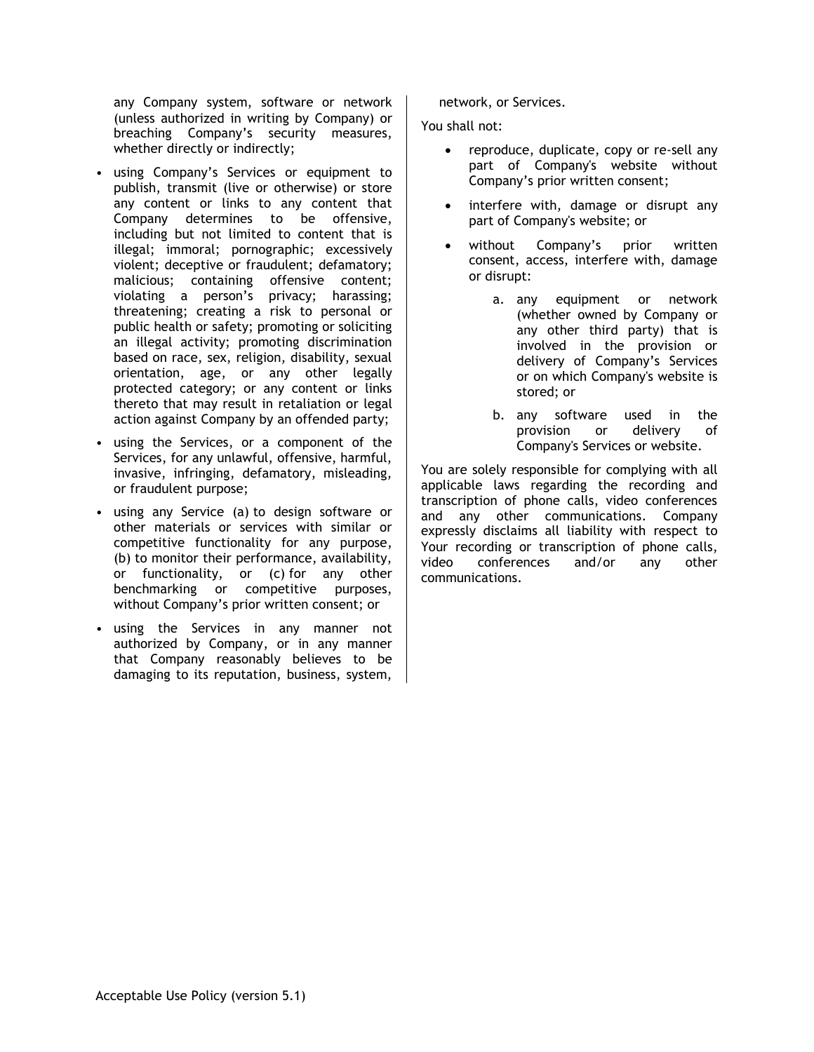any Company system, software or network (unless authorized in writing by Company) or breaching Company's security measures, whether directly or indirectly;

- using Company's Services or equipment to publish, transmit (live or otherwise) or store any content or links to any content that Company determines to be offensive, including but not limited to content that is illegal; immoral; pornographic; excessively violent; deceptive or fraudulent; defamatory; malicious; containing offensive content; violating a person's privacy; harassing; threatening; creating a risk to personal or public health or safety; promoting or soliciting an illegal activity; promoting discrimination based on race, sex, religion, disability, sexual orientation, age, or any other legally protected category; or any content or links thereto that may result in retaliation or legal action against Company by an offended party;
- using the Services, or a component of the Services, for any unlawful, offensive, harmful, invasive, infringing, defamatory, misleading, or fraudulent purpose;
- using any Service (a) to design software or other materials or services with similar or competitive functionality for any purpose, (b) to monitor their performance, availability, or functionality, or (c) for any other benchmarking or competitive purposes, without Company's prior written consent; or
- using the Services in any manner not authorized by Company, or in any manner that Company reasonably believes to be damaging to its reputation, business, system, network, or Services.

You shall not:

- reproduce, duplicate, copy or re-sell any part of Company's website without Company's prior written consent;
- interfere with, damage or disrupt any part of Company's website; or
- without Company's prior written consent, access, interfere with, damage or disrupt:
    a. any equipment or network (whether owned by Company or any other third party) that is involved in the provision or delivery of Company's Services or on which Company's website is stored; or
    b. any software used in the provision or delivery of Company's Services or website.

You are solely responsible for complying with all applicable laws regarding the recording and transcription of phone calls, video conferences and any other communications. Company expressly disclaims all liability with respect to Your recording or transcription of phone calls, video conferences and/or any other communications.